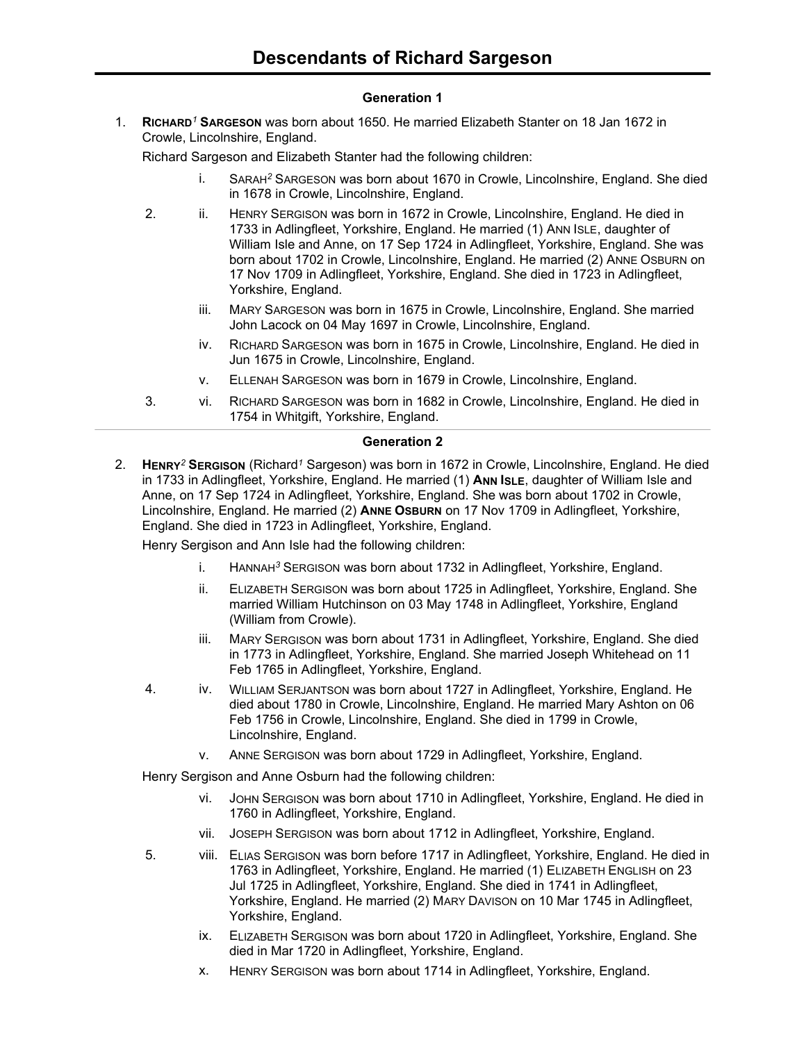# Descendants of Richard Sargeson

## Generation 1

1. **RICHARD[1] SARGESON** was born about 1650. He married Elizabeth Stanter on 18 Jan 1672 in Crowle, Lincolnshire, England.

   Richard Sargeson and Elizabeth Stanter had the following children:

   - i. SARAH[2] SARGESON was born about 1670 in Crowle, Lincolnshire, England. She died in 1678 in Crowle, Lincolnshire, England.
   - 2. ii. HENRY SERGISON was born in 1672 in Crowle, Lincolnshire, England. He died in 1733 in Adlingfleet, Yorkshire, England. He married (1) ANN ISLE, daughter of William Isle and Anne, on 17 Sep 1724 in Adlingfleet, Yorkshire, England. She was born about 1702 in Crowle, Lincolnshire, England. He married (2) ANNE OSBURN on 17 Nov 1709 in Adlingfleet, Yorkshire, England. She died in 1723 in Adlingfleet, Yorkshire, England.
   - iii. MARY SARGESON was born in 1675 in Crowle, Lincolnshire, England. She married John Lacock on 04 May 1697 in Crowle, Lincolnshire, England.
   - iv. RICHARD SARGESON was born in 1675 in Crowle, Lincolnshire, England. He died in Jun 1675 in Crowle, Lincolnshire, England.
   - v. ELLENAH SARGESON was born in 1679 in Crowle, Lincolnshire, England.
   - 3. vi. RICHARD SARGESON was born in 1682 in Crowle, Lincolnshire, England. He died in 1754 in Whitgift, Yorkshire, England.

## Generation 2

2. **HENRY[2] SERGISON** (Richard[1] Sargeson) was born in 1672 in Crowle, Lincolnshire, England. He died in 1733 in Adlingfleet, Yorkshire, England. He married (1) **ANN ISLE**, daughter of William Isle and Anne, on 17 Sep 1724 in Adlingfleet, Yorkshire, England. She was born about 1702 in Crowle, Lincolnshire, England. He married (2) **ANNE OSBURN** on 17 Nov 1709 in Adlingfleet, Yorkshire, England. She died in 1723 in Adlingfleet, Yorkshire, England.

   Henry Sergison and Ann Isle had the following children:

   - i. HANNAH[3] SERGISON was born about 1732 in Adlingfleet, Yorkshire, England.
   - ii. ELIZABETH SERGISON was born about 1725 in Adlingfleet, Yorkshire, England. She married William Hutchinson on 03 May 1748 in Adlingfleet, Yorkshire, England (William from Crowle).
   - iii. MARY SERGISON was born about 1731 in Adlingfleet, Yorkshire, England. She died in 1773 in Adlingfleet, Yorkshire, England. She married Joseph Whitehead on 11 Feb 1765 in Adlingfleet, Yorkshire, England.
   - 4. iv. WILLIAM SERJANTSON was born about 1727 in Adlingfleet, Yorkshire, England. He died about 1780 in Crowle, Lincolnshire, England. He married Mary Ashton on 06 Feb 1756 in Crowle, Lincolnshire, England. She died in 1799 in Crowle, Lincolnshire, England.
   - v. ANNE SERGISON was born about 1729 in Adlingfleet, Yorkshire, England.

   Henry Sergison and Anne Osburn had the following children:

   - vi. JOHN SERGISON was born about 1710 in Adlingfleet, Yorkshire, England. He died in 1760 in Adlingfleet, Yorkshire, England.
   - vii. JOSEPH SERGISON was born about 1712 in Adlingfleet, Yorkshire, England.
   - 5. viii. ELIAS SERGISON was born before 1717 in Adlingfleet, Yorkshire, England. He died in 1763 in Adlingfleet, Yorkshire, England. He married (1) ELIZABETH ENGLISH on 23 Jul 1725 in Adlingfleet, Yorkshire, England. She died in 1741 in Adlingfleet, Yorkshire, England. He married (2) MARY DAVISON on 10 Mar 1745 in Adlingfleet, Yorkshire, England.
   - ix. ELIZABETH SERGISON was born about 1720 in Adlingfleet, Yorkshire, England. She died in Mar 1720 in Adlingfleet, Yorkshire, England.
   - x. HENRY SERGISON was born about 1714 in Adlingfleet, Yorkshire, England.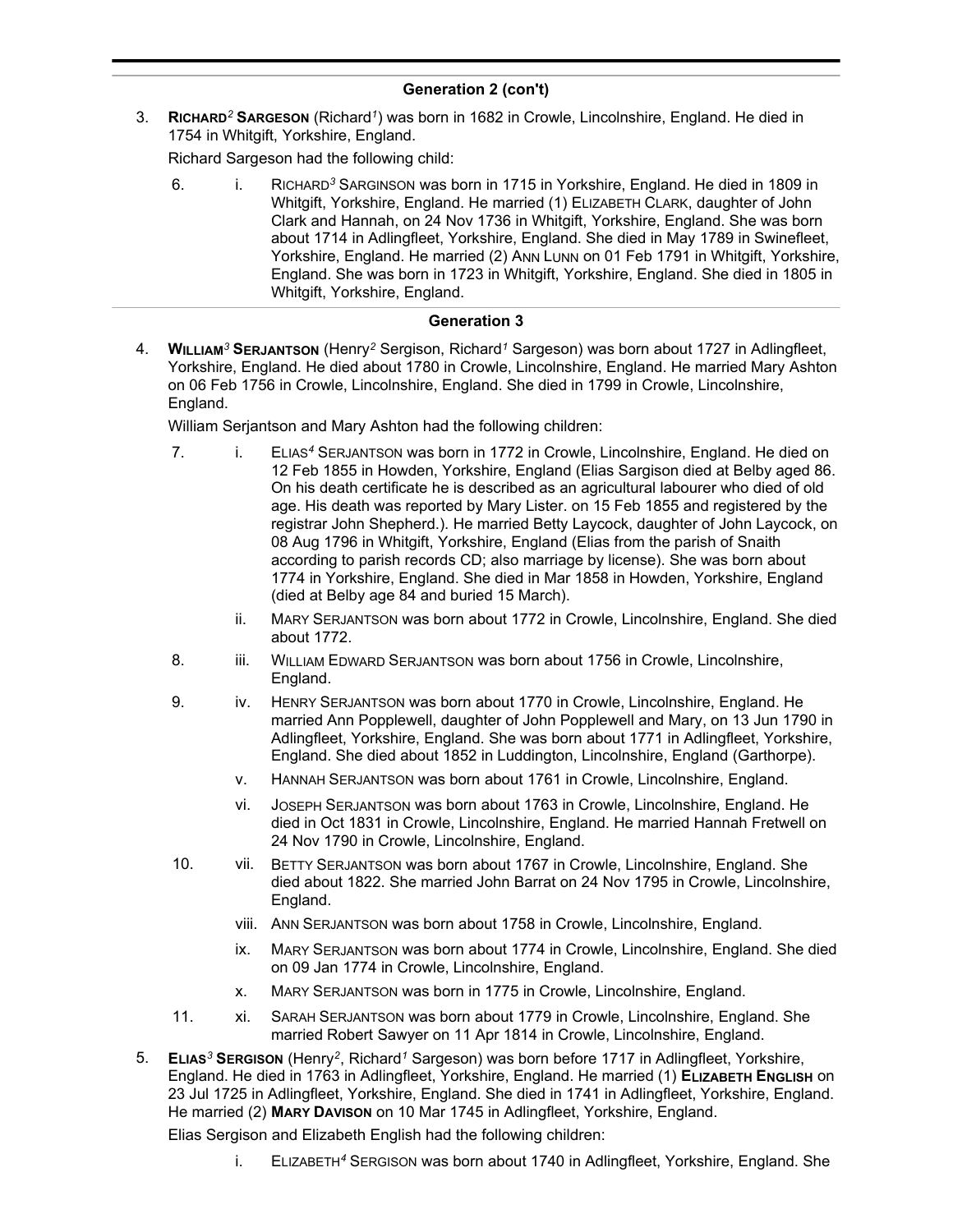## Generation 2 (con't)

3. **RICHARD[2] SARGESON** (Richard[1]) was born in 1682 in Crowle, Lincolnshire, England. He died in 1754 in Whitgift, Yorkshire, England.

   Richard Sargeson had the following child:

   6. i. RICHARD[3] SARGINSON was born in 1715 in Yorkshire, England. He died in 1809 in Whitgift, Yorkshire, England. He married (1) ELIZABETH CLARK, daughter of John Clark and Hannah, on 24 Nov 1736 in Whitgift, Yorkshire, England. She was born about 1714 in Adlingfleet, Yorkshire, England. She died in May 1789 in Swinefleet, Yorkshire, England. He married (2) ANN LUNN on 01 Feb 1791 in Whitgift, Yorkshire, England. She was born in 1723 in Whitgift, Yorkshire, England. She died in 1805 in Whitgift, Yorkshire, England.

## Generation 3

4. **WILLIAM[3] SERJANTSON** (Henry[2] Sergison, Richard[1] Sargeson) was born about 1727 in Adlingfleet, Yorkshire, England. He died about 1780 in Crowle, Lincolnshire, England. He married Mary Ashton on 06 Feb 1756 in Crowle, Lincolnshire, England. She died in 1799 in Crowle, Lincolnshire, England.

   William Serjantson and Mary Ashton had the following children:

   7. i. ELIAS[4] SERJANTSON was born in 1772 in Crowle, Lincolnshire, England. He died on 12 Feb 1855 in Howden, Yorkshire, England (Elias Sargison died at Belby aged 86. On his death certificate he is described as an agricultural labourer who died of old age. His death was reported by Mary Lister. on 15 Feb 1855 and registered by the registrar John Shepherd.). He married Betty Laycock, daughter of John Laycock, on 08 Aug 1796 in Whitgift, Yorkshire, England (Elias from the parish of Snaith according to parish records CD; also marriage by license). She was born about 1774 in Yorkshire, England. She died in Mar 1858 in Howden, Yorkshire, England (died at Belby age 84 and buried 15 March).

   ii. MARY SERJANTSON was born about 1772 in Crowle, Lincolnshire, England. She died about 1772.

   8. iii. WILLIAM EDWARD SERJANTSON was born about 1756 in Crowle, Lincolnshire, England.

   9. iv. HENRY SERJANTSON was born about 1770 in Crowle, Lincolnshire, England. He married Ann Popplewell, daughter of John Popplewell and Mary, on 13 Jun 1790 in Adlingfleet, Yorkshire, England. She was born about 1771 in Adlingfleet, Yorkshire, England. She died about 1852 in Luddington, Lincolnshire, England (Garthorpe).

   v. HANNAH SERJANTSON was born about 1761 in Crowle, Lincolnshire, England.

   vi. JOSEPH SERJANTSON was born about 1763 in Crowle, Lincolnshire, England. He died in Oct 1831 in Crowle, Lincolnshire, England. He married Hannah Fretwell on 24 Nov 1790 in Crowle, Lincolnshire, England.

   10. vii. BETTY SERJANTSON was born about 1767 in Crowle, Lincolnshire, England. She died about 1822. She married John Barrat on 24 Nov 1795 in Crowle, Lincolnshire, England.

   viii. ANN SERJANTSON was born about 1758 in Crowle, Lincolnshire, England.

   ix. MARY SERJANTSON was born about 1774 in Crowle, Lincolnshire, England. She died on 09 Jan 1774 in Crowle, Lincolnshire, England.

   x. MARY SERJANTSON was born in 1775 in Crowle, Lincolnshire, England.

   11. xi. SARAH SERJANTSON was born about 1779 in Crowle, Lincolnshire, England. She married Robert Sawyer on 11 Apr 1814 in Crowle, Lincolnshire, England.

5. **ELIAS[3] SERGISON** (Henry[2], Richard[1] Sargeson) was born before 1717 in Adlingfleet, Yorkshire, England. He died in 1763 in Adlingfleet, Yorkshire, England. He married (1) **ELIZABETH ENGLISH** on 23 Jul 1725 in Adlingfleet, Yorkshire, England. She died in 1741 in Adlingfleet, Yorkshire, England. He married (2) **MARY DAVISON** on 10 Mar 1745 in Adlingfleet, Yorkshire, England.

   Elias Sergison and Elizabeth English had the following children:

   i. ELIZABETH[4] SERGISON was born about 1740 in Adlingfleet, Yorkshire, England. She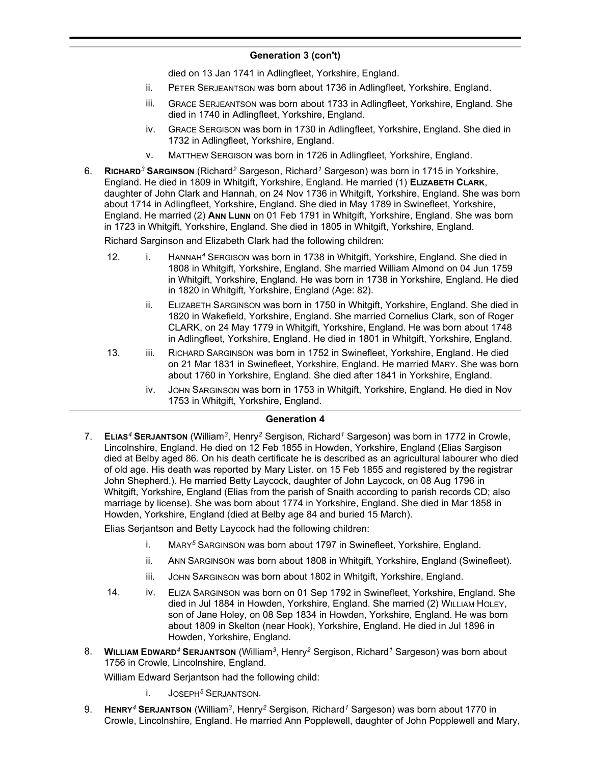## Generation 3 (con't)

died on 13 Jan 1741 in Adlingfleet, Yorkshire, England.

- ii. Peter Serjeantson was born about 1736 in Adlingfleet, Yorkshire, England.
- iii. Grace Serjeantson was born about 1733 in Adlingfleet, Yorkshire, England. She died in 1740 in Adlingfleet, Yorkshire, England.
- iv. Grace Sergison was born in 1730 in Adlingfleet, Yorkshire, England. She died in 1732 in Adlingfleet, Yorkshire, England.
- v. Matthew Sergison was born in 1726 in Adlingfleet, Yorkshire, England.

6. **Richard[3] Sarginson** (Richard[2] Sargeson, Richard[1] Sargeson) was born in 1715 in Yorkshire, England. He died in 1809 in Whitgift, Yorkshire, England. He married (1) **Elizabeth Clark**, daughter of John Clark and Hannah, on 24 Nov 1736 in Whitgift, Yorkshire, England. She was born about 1714 in Adlingfleet, Yorkshire, England. She died in May 1789 in Swinefleet, Yorkshire, England. He married (2) **Ann Lunn** on 01 Feb 1791 in Whitgift, Yorkshire, England. She was born in 1723 in Whitgift, Yorkshire, England. She died in 1805 in Whitgift, Yorkshire, England.

   Richard Sarginson and Elizabeth Clark had the following children:

   - 12. i. Hannah[4] Sergison was born in 1738 in Whitgift, Yorkshire, England. She died in 1808 in Whitgift, Yorkshire, England. She married William Almond on 04 Jun 1759 in Whitgift, Yorkshire, England. He was born in 1738 in Yorkshire, England. He died in 1820 in Whitgift, Yorkshire, England (Age: 82).
   - ii. Elizabeth Sarginson was born in 1750 in Whitgift, Yorkshire, England. She died in 1820 in Wakefield, Yorkshire, England. She married Cornelius Clark, son of Roger CLARK, on 24 May 1779 in Whitgift, Yorkshire, England. He was born about 1748 in Adlingfleet, Yorkshire, England. He died in 1801 in Whitgift, Yorkshire, England.
   - 13. iii. Richard Sarginson was born in 1752 in Swinefleet, Yorkshire, England. He died on 21 Mar 1831 in Swinefleet, Yorkshire, England. He married Mary. She was born about 1760 in Yorkshire, England. She died after 1841 in Yorkshire, England.
   - iv. John Sarginson was born in 1753 in Whitgift, Yorkshire, England. He died in Nov 1753 in Whitgift, Yorkshire, England.

## Generation 4

7. **Elias[4] Serjantson** (William[3], Henry[2] Sergison, Richard[1] Sargeson) was born in 1772 in Crowle, Lincolnshire, England. He died on 12 Feb 1855 in Howden, Yorkshire, England (Elias Sargison died at Belby aged 86. On his death certificate he is described as an agricultural labourer who died of old age. His death was reported by Mary Lister. on 15 Feb 1855 and registered by the registrar John Shepherd.). He married Betty Laycock, daughter of John Laycock, on 08 Aug 1796 in Whitgift, Yorkshire, England (Elias from the parish of Snaith according to parish records CD; also marriage by license). She was born about 1774 in Yorkshire, England. She died in Mar 1858 in Howden, Yorkshire, England (died at Belby age 84 and buried 15 March).

   Elias Serjantson and Betty Laycock had the following children:

   - i. Mary[5] Sarginson was born about 1797 in Swinefleet, Yorkshire, England.
   - ii. Ann Sarginson was born about 1808 in Whitgift, Yorkshire, England (Swinefleet).
   - iii. John Sarginson was born about 1802 in Whitgift, Yorkshire, England.
   - 14. iv. Eliza Sarginson was born on 01 Sep 1792 in Swinefleet, Yorkshire, England. She died in Jul 1884 in Howden, Yorkshire, England. She married (2) William Holey, son of Jane Holey, on 08 Sep 1834 in Howden, Yorkshire, England. He was born about 1809 in Skelton (near Hook), Yorkshire, England. He died in Jul 1896 in Howden, Yorkshire, England.

8. **William Edward[4] Serjantson** (William[3], Henry[2] Sergison, Richard[1] Sargeson) was born about 1756 in Crowle, Lincolnshire, England.

   William Edward Serjantson had the following child:

   - i. Joseph[5] Serjantson.

9. **Henry[4] Serjantson** (William[3], Henry[2] Sergison, Richard[1] Sargeson) was born about 1770 in Crowle, Lincolnshire, England. He married Ann Popplewell, daughter of John Popplewell and Mary,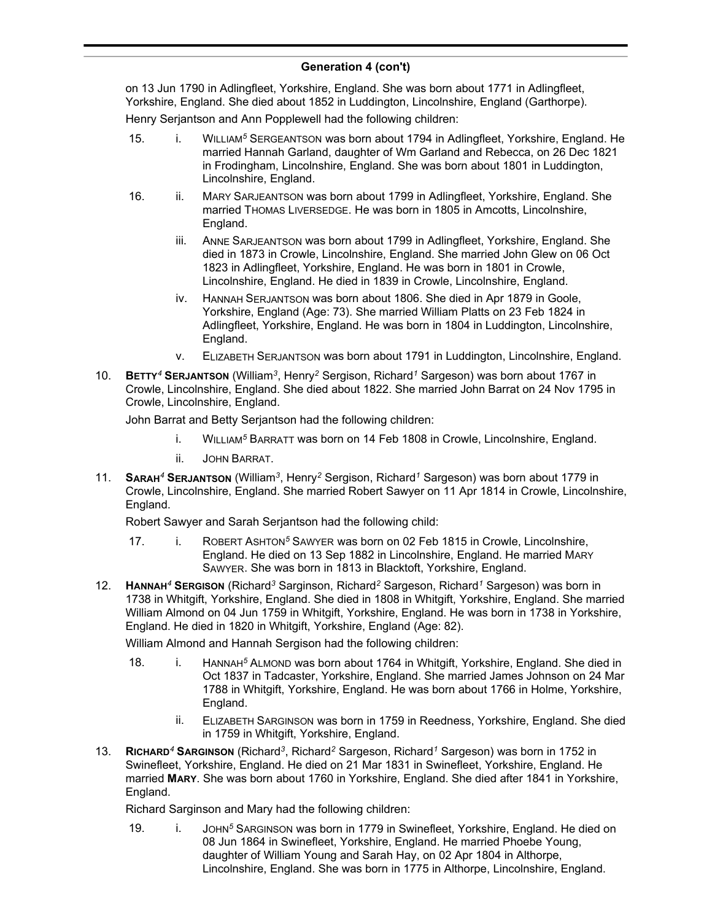## Generation 4 (con't)

on 13 Jun 1790 in Adlingfleet, Yorkshire, England. She was born about 1771 in Adlingfleet, Yorkshire, England. She died about 1852 in Luddington, Lincolnshire, England (Garthorpe).

Henry Serjantson and Ann Popplewell had the following children:

15. i. WILLIAM[5] SERGEANTSON was born about 1794 in Adlingfleet, Yorkshire, England. He married Hannah Garland, daughter of Wm Garland and Rebecca, on 26 Dec 1821 in Frodingham, Lincolnshire, England. She was born about 1801 in Luddington, Lincolnshire, England.

16. ii. MARY SARJEANTSON was born about 1799 in Adlingfleet, Yorkshire, England. She married THOMAS LIVERSEDGE. He was born in 1805 in Amcotts, Lincolnshire, England.

iii. ANNE SARJEANTSON was born about 1799 in Adlingfleet, Yorkshire, England. She died in 1873 in Crowle, Lincolnshire, England. She married John Glew on 06 Oct 1823 in Adlingfleet, Yorkshire, England. He was born in 1801 in Crowle, Lincolnshire, England. He died in 1839 in Crowle, Lincolnshire, England.

iv. HANNAH SERJANTSON was born about 1806. She died in Apr 1879 in Goole, Yorkshire, England (Age: 73). She married William Platts on 23 Feb 1824 in Adlingfleet, Yorkshire, England. He was born in 1804 in Luddington, Lincolnshire, England.

v. ELIZABETH SERJANTSON was born about 1791 in Luddington, Lincolnshire, England.

10. **BETTY[4] SERJANTSON** (William[3], Henry[2] Sergison, Richard[1] Sargeson) was born about 1767 in Crowle, Lincolnshire, England. She died about 1822. She married John Barrat on 24 Nov 1795 in Crowle, Lincolnshire, England.

John Barrat and Betty Serjantson had the following children:

i. WILLIAM[5] BARRATT was born on 14 Feb 1808 in Crowle, Lincolnshire, England.

ii. JOHN BARRAT.

11. **SARAH[4] SERJANTSON** (William[3], Henry[2] Sergison, Richard[1] Sargeson) was born about 1779 in Crowle, Lincolnshire, England. She married Robert Sawyer on 11 Apr 1814 in Crowle, Lincolnshire, England.

Robert Sawyer and Sarah Serjantson had the following child:

17. i. ROBERT ASHTON[5] SAWYER was born on 02 Feb 1815 in Crowle, Lincolnshire, England. He died on 13 Sep 1882 in Lincolnshire, England. He married MARY SAWYER. She was born in 1813 in Blacktoft, Yorkshire, England.

12. **HANNAH[4] SERGISON** (Richard[3] Sarginson, Richard[2] Sargeson, Richard[1] Sargeson) was born in 1738 in Whitgift, Yorkshire, England. She died in 1808 in Whitgift, Yorkshire, England. She married William Almond on 04 Jun 1759 in Whitgift, Yorkshire, England. He was born in 1738 in Yorkshire, England. He died in 1820 in Whitgift, Yorkshire, England (Age: 82).

William Almond and Hannah Sergison had the following children:

18. i. HANNAH[5] ALMOND was born about 1764 in Whitgift, Yorkshire, England. She died in Oct 1837 in Tadcaster, Yorkshire, England. She married James Johnson on 24 Mar 1788 in Whitgift, Yorkshire, England. He was born about 1766 in Holme, Yorkshire, England.

ii. ELIZABETH SARGINSON was born in 1759 in Reedness, Yorkshire, England. She died in 1759 in Whitgift, Yorkshire, England.

13. **RICHARD[4] SARGINSON** (Richard[3], Richard[2] Sargeson, Richard[1] Sargeson) was born in 1752 in Swinefleet, Yorkshire, England. He died on 21 Mar 1831 in Swinefleet, Yorkshire, England. He married **MARY**. She was born about 1760 in Yorkshire, England. She died after 1841 in Yorkshire, England.

Richard Sarginson and Mary had the following children:

19. i. JOHN[5] SARGINSON was born in 1779 in Swinefleet, Yorkshire, England. He died on 08 Jun 1864 in Swinefleet, Yorkshire, England. He married Phoebe Young, daughter of William Young and Sarah Hay, on 02 Apr 1804 in Althorpe, Lincolnshire, England. She was born in 1775 in Althorpe, Lincolnshire, England.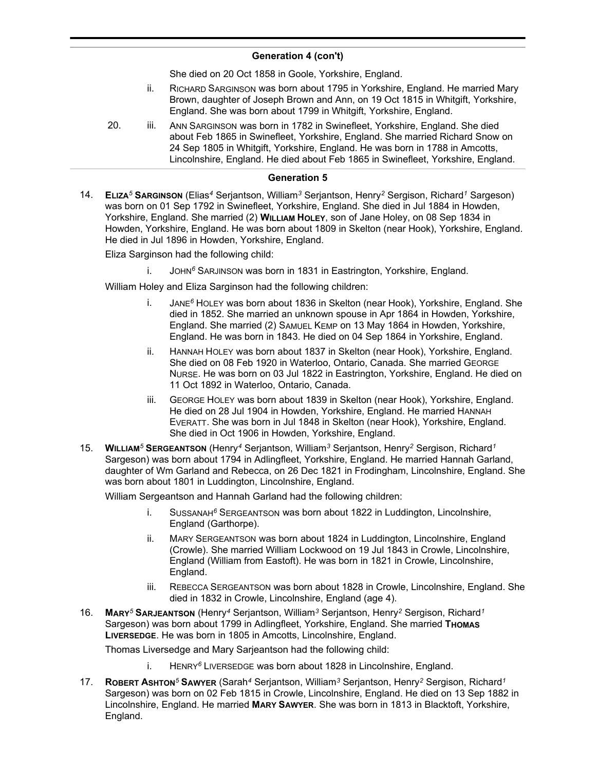## Generation 4 (con't)

She died on 20 Oct 1858 in Goole, Yorkshire, England.

ii. RICHARD SARGINSON was born about 1795 in Yorkshire, England. He married Mary Brown, daughter of Joseph Brown and Ann, on 19 Oct 1815 in Whitgift, Yorkshire, England. She was born about 1799 in Whitgift, Yorkshire, England.

20. iii. ANN SARGINSON was born in 1782 in Swinefleet, Yorkshire, England. She died about Feb 1865 in Swinefleet, Yorkshire, England. She married Richard Snow on 24 Sep 1805 in Whitgift, Yorkshire, England. He was born in 1788 in Amcotts, Lincolnshire, England. He died about Feb 1865 in Swinefleet, Yorkshire, England.

## Generation 5

14. **ELIZA[5] SARGINSON** (Elias[4] Serjantson, William[3] Serjantson, Henry[2] Sergison, Richard[1] Sargeson) was born on 01 Sep 1792 in Swinefleet, Yorkshire, England. She died in Jul 1884 in Howden, Yorkshire, England. She married (2) **WILLIAM HOLEY**, son of Jane Holey, on 08 Sep 1834 in Howden, Yorkshire, England. He was born about 1809 in Skelton (near Hook), Yorkshire, England. He died in Jul 1896 in Howden, Yorkshire, England.

Eliza Sarginson had the following child:

- i. JOHN[6] SARJINSON was born in 1831 in Eastrington, Yorkshire, England.

William Holey and Eliza Sarginson had the following children:

- i. JANE[6] HOLEY was born about 1836 in Skelton (near Hook), Yorkshire, England. She died in 1852. She married an unknown spouse in Apr 1864 in Howden, Yorkshire, England. She married (2) SAMUEL KEMP on 13 May 1864 in Howden, Yorkshire, England. He was born in 1843. He died on 04 Sep 1864 in Yorkshire, England.
- ii. HANNAH HOLEY was born about 1837 in Skelton (near Hook), Yorkshire, England. She died on 08 Feb 1920 in Waterloo, Ontario, Canada. She married GEORGE NURSE. He was born on 03 Jul 1822 in Eastrington, Yorkshire, England. He died on 11 Oct 1892 in Waterloo, Ontario, Canada.
- iii. GEORGE HOLEY was born about 1839 in Skelton (near Hook), Yorkshire, England. He died on 28 Jul 1904 in Howden, Yorkshire, England. He married HANNAH EVERATT. She was born in Jul 1848 in Skelton (near Hook), Yorkshire, England. She died in Oct 1906 in Howden, Yorkshire, England.

15. **WILLIAM[5] SERGEANTSON** (Henry[4] Serjantson, William[3] Serjantson, Henry[2] Sergison, Richard[1] Sargeson) was born about 1794 in Adlingfleet, Yorkshire, England. He married Hannah Garland, daughter of Wm Garland and Rebecca, on 26 Dec 1821 in Frodingham, Lincolnshire, England. She was born about 1801 in Luddington, Lincolnshire, England.

William Sergeantson and Hannah Garland had the following children:

- i. SUSSANAH[6] SERGEANTSON was born about 1822 in Luddington, Lincolnshire, England (Garthorpe).
- ii. MARY SERGEANTSON was born about 1824 in Luddington, Lincolnshire, England (Crowle). She married William Lockwood on 19 Jul 1843 in Crowle, Lincolnshire, England (William from Eastoft). He was born in 1821 in Crowle, Lincolnshire, England.
- iii. REBECCA SERGEANTSON was born about 1828 in Crowle, Lincolnshire, England. She died in 1832 in Crowle, Lincolnshire, England (age 4).

16. **MARY[5] SARJEANTSON** (Henry[4] Serjantson, William[3] Serjantson, Henry[2] Sergison, Richard[1] Sargeson) was born about 1799 in Adlingfleet, Yorkshire, England. She married **THOMAS LIVERSEDGE**. He was born in 1805 in Amcotts, Lincolnshire, England.

Thomas Liversedge and Mary Sarjeantson had the following child:

- i. HENRY[6] LIVERSEDGE was born about 1828 in Lincolnshire, England.

17. **ROBERT ASHTON[5] SAWYER** (Sarah[4] Serjantson, William[3] Serjantson, Henry[2] Sergison, Richard[1] Sargeson) was born on 02 Feb 1815 in Crowle, Lincolnshire, England. He died on 13 Sep 1882 in Lincolnshire, England. He married **MARY SAWYER**. She was born in 1813 in Blacktoft, Yorkshire, England.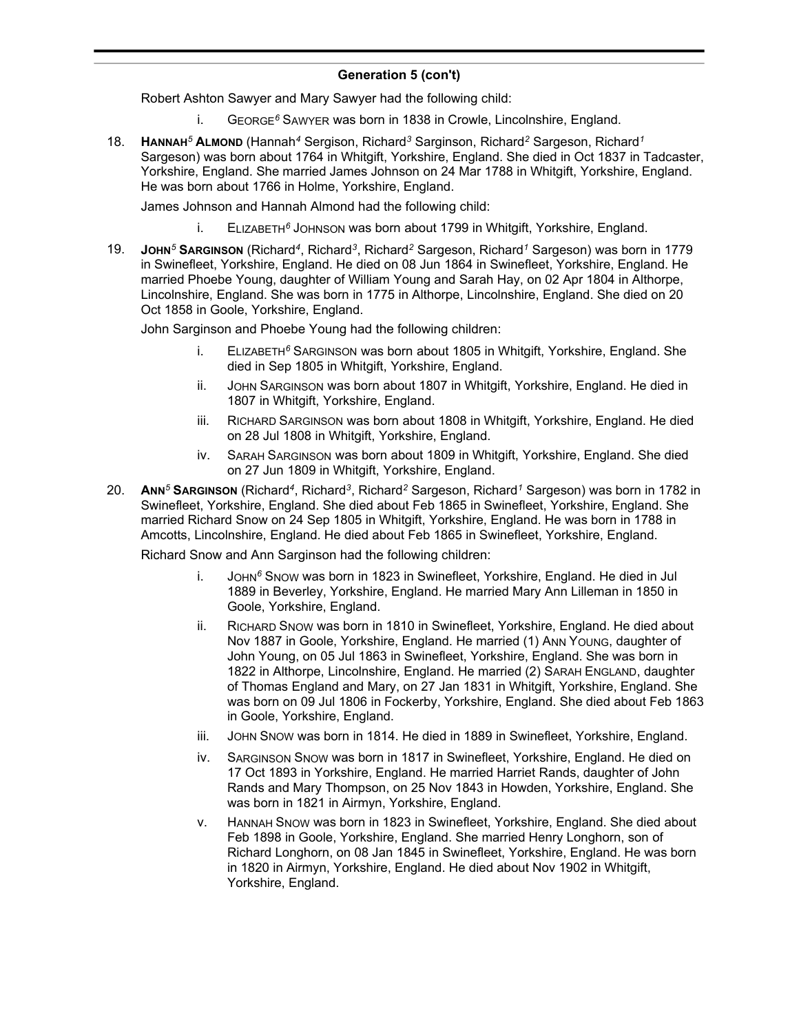## Generation 5 (con't)

Robert Ashton Sawyer and Mary Sawyer had the following child:

- i. GEORGE[6] SAWYER was born in 1838 in Crowle, Lincolnshire, England.

18. **HANNAH[5] ALMOND** (Hannah[4] Sergison, Richard[3] Sarginson, Richard[2] Sargeson, Richard[1] Sargeson) was born about 1764 in Whitgift, Yorkshire, England. She died in Oct 1837 in Tadcaster, Yorkshire, England. She married James Johnson on 24 Mar 1788 in Whitgift, Yorkshire, England. He was born about 1766 in Holme, Yorkshire, England.

    James Johnson and Hannah Almond had the following child:

    - i. ELIZABETH[6] JOHNSON was born about 1799 in Whitgift, Yorkshire, England.

19. **JOHN[5] SARGINSON** (Richard[4], Richard[3], Richard[2] Sargeson, Richard[1] Sargeson) was born in 1779 in Swinefleet, Yorkshire, England. He died on 08 Jun 1864 in Swinefleet, Yorkshire, England. He married Phoebe Young, daughter of William Young and Sarah Hay, on 02 Apr 1804 in Althorpe, Lincolnshire, England. She was born in 1775 in Althorpe, Lincolnshire, England. She died on 20 Oct 1858 in Goole, Yorkshire, England.

    John Sarginson and Phoebe Young had the following children:

    - i. ELIZABETH[6] SARGINSON was born about 1805 in Whitgift, Yorkshire, England. She died in Sep 1805 in Whitgift, Yorkshire, England.
    - ii. JOHN SARGINSON was born about 1807 in Whitgift, Yorkshire, England. He died in 1807 in Whitgift, Yorkshire, England.
    - iii. RICHARD SARGINSON was born about 1808 in Whitgift, Yorkshire, England. He died on 28 Jul 1808 in Whitgift, Yorkshire, England.
    - iv. SARAH SARGINSON was born about 1809 in Whitgift, Yorkshire, England. She died on 27 Jun 1809 in Whitgift, Yorkshire, England.

20. **ANN[5] SARGINSON** (Richard[4], Richard[3], Richard[2] Sargeson, Richard[1] Sargeson) was born in 1782 in Swinefleet, Yorkshire, England. She died about Feb 1865 in Swinefleet, Yorkshire, England. She married Richard Snow on 24 Sep 1805 in Whitgift, Yorkshire, England. He was born in 1788 in Amcotts, Lincolnshire, England. He died about Feb 1865 in Swinefleet, Yorkshire, England.

    Richard Snow and Ann Sarginson had the following children:

    - i. JOHN[6] SNOW was born in 1823 in Swinefleet, Yorkshire, England. He died in Jul 1889 in Beverley, Yorkshire, England. He married Mary Ann Lilleman in 1850 in Goole, Yorkshire, England.
    - ii. RICHARD SNOW was born in 1810 in Swinefleet, Yorkshire, England. He died about Nov 1887 in Goole, Yorkshire, England. He married (1) ANN YOUNG, daughter of John Young, on 05 Jul 1863 in Swinefleet, Yorkshire, England. She was born in 1822 in Althorpe, Lincolnshire, England. He married (2) SARAH ENGLAND, daughter of Thomas England and Mary, on 27 Jan 1831 in Whitgift, Yorkshire, England. She was born on 09 Jul 1806 in Fockerby, Yorkshire, England. She died about Feb 1863 in Goole, Yorkshire, England.
    - iii. JOHN SNOW was born in 1814. He died in 1889 in Swinefleet, Yorkshire, England.
    - iv. SARGINSON SNOW was born in 1817 in Swinefleet, Yorkshire, England. He died on 17 Oct 1893 in Yorkshire, England. He married Harriet Rands, daughter of John Rands and Mary Thompson, on 25 Nov 1843 in Howden, Yorkshire, England. She was born in 1821 in Airmyn, Yorkshire, England.
    - v. HANNAH SNOW was born in 1823 in Swinefleet, Yorkshire, England. She died about Feb 1898 in Goole, Yorkshire, England. She married Henry Longhorn, son of Richard Longhorn, on 08 Jan 1845 in Swinefleet, Yorkshire, England. He was born in 1820 in Airmyn, Yorkshire, England. He died about Nov 1902 in Whitgift, Yorkshire, England.